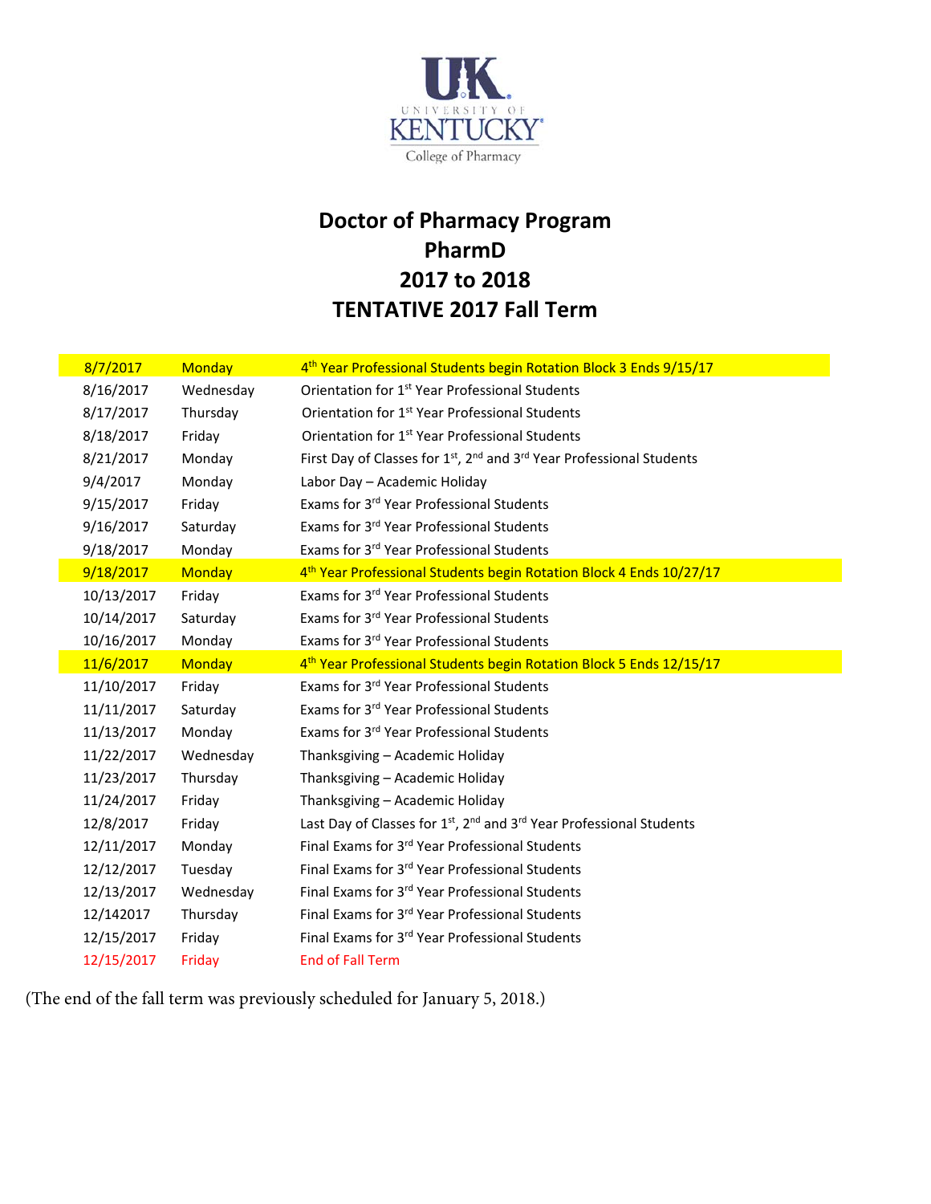University of Kentucky College of Pharmacy

# Doctor of Pharmacy Program
# PharmD
# 2017 to 2018
# TENTATIVE 2017 Fall Term

| | | |
|---|---|---|
| 8/7/2017 | Monday | 4th Year Professional Students begin Rotation Block 3 Ends 9/15/17 |
| 8/16/2017 | Wednesday | Orientation for 1st Year Professional Students |
| 8/17/2017 | Thursday | Orientation for 1st Year Professional Students |
| 8/18/2017 | Friday | Orientation for 1st Year Professional Students |
| 8/21/2017 | Monday | First Day of Classes for 1st, 2nd and 3rd Year Professional Students |
| 9/4/2017 | Monday | Labor Day – Academic Holiday |
| 9/15/2017 | Friday | Exams for 3rd Year Professional Students |
| 9/16/2017 | Saturday | Exams for 3rd Year Professional Students |
| 9/18/2017 | Monday | Exams for 3rd Year Professional Students |
| 9/18/2017 | Monday | 4th Year Professional Students begin Rotation Block 4 Ends 10/27/17 |
| 10/13/2017 | Friday | Exams for 3rd Year Professional Students |
| 10/14/2017 | Saturday | Exams for 3rd Year Professional Students |
| 10/16/2017 | Monday | Exams for 3rd Year Professional Students |
| 11/6/2017 | Monday | 4th Year Professional Students begin Rotation Block 5 Ends 12/15/17 |
| 11/10/2017 | Friday | Exams for 3rd Year Professional Students |
| 11/11/2017 | Saturday | Exams for 3rd Year Professional Students |
| 11/13/2017 | Monday | Exams for 3rd Year Professional Students |
| 11/22/2017 | Wednesday | Thanksgiving – Academic Holiday |
| 11/23/2017 | Thursday | Thanksgiving – Academic Holiday |
| 11/24/2017 | Friday | Thanksgiving – Academic Holiday |
| 12/8/2017 | Friday | Last Day of Classes for 1st, 2nd and 3rd Year Professional Students |
| 12/11/2017 | Monday | Final Exams for 3rd Year Professional Students |
| 12/12/2017 | Tuesday | Final Exams for 3rd Year Professional Students |
| 12/13/2017 | Wednesday | Final Exams for 3rd Year Professional Students |
| 12/142017 | Thursday | Final Exams for 3rd Year Professional Students |
| 12/15/2017 | Friday | Final Exams for 3rd Year Professional Students |
| 12/15/2017 | Friday | End of Fall Term |

(The end of the fall term was previously scheduled for January 5, 2018.)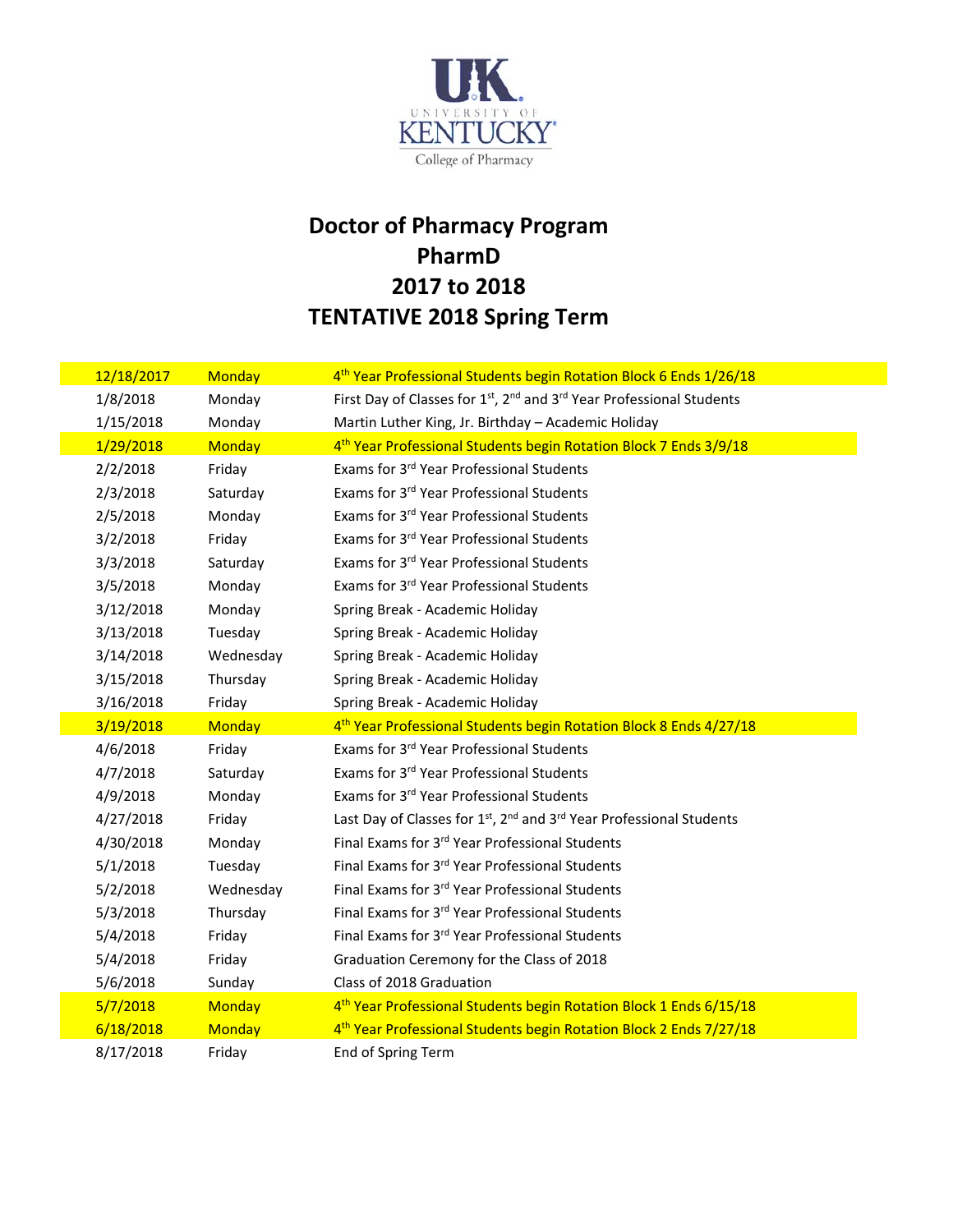# Doctor of Pharmacy Program
# PharmD
# 2017 to 2018
# TENTATIVE 2018 Spring Term

| | | |
|---|---|---|
| 12/18/2017 | Monday | 4th Year Professional Students begin Rotation Block 6 Ends 1/26/18 |
| 1/8/2018 | Monday | First Day of Classes for 1st, 2nd and 3rd Year Professional Students |
| 1/15/2018 | Monday | Martin Luther King, Jr. Birthday – Academic Holiday |
| 1/29/2018 | Monday | 4th Year Professional Students begin Rotation Block 7 Ends 3/9/18 |
| 2/2/2018 | Friday | Exams for 3rd Year Professional Students |
| 2/3/2018 | Saturday | Exams for 3rd Year Professional Students |
| 2/5/2018 | Monday | Exams for 3rd Year Professional Students |
| 3/2/2018 | Friday | Exams for 3rd Year Professional Students |
| 3/3/2018 | Saturday | Exams for 3rd Year Professional Students |
| 3/5/2018 | Monday | Exams for 3rd Year Professional Students |
| 3/12/2018 | Monday | Spring Break - Academic Holiday |
| 3/13/2018 | Tuesday | Spring Break - Academic Holiday |
| 3/14/2018 | Wednesday | Spring Break - Academic Holiday |
| 3/15/2018 | Thursday | Spring Break - Academic Holiday |
| 3/16/2018 | Friday | Spring Break - Academic Holiday |
| 3/19/2018 | Monday | 4th Year Professional Students begin Rotation Block 8 Ends 4/27/18 |
| 4/6/2018 | Friday | Exams for 3rd Year Professional Students |
| 4/7/2018 | Saturday | Exams for 3rd Year Professional Students |
| 4/9/2018 | Monday | Exams for 3rd Year Professional Students |
| 4/27/2018 | Friday | Last Day of Classes for 1st, 2nd and 3rd Year Professional Students |
| 4/30/2018 | Monday | Final Exams for 3rd Year Professional Students |
| 5/1/2018 | Tuesday | Final Exams for 3rd Year Professional Students |
| 5/2/2018 | Wednesday | Final Exams for 3rd Year Professional Students |
| 5/3/2018 | Thursday | Final Exams for 3rd Year Professional Students |
| 5/4/2018 | Friday | Final Exams for 3rd Year Professional Students |
| 5/4/2018 | Friday | Graduation Ceremony for the Class of 2018 |
| 5/6/2018 | Sunday | Class of 2018 Graduation |
| 5/7/2018 | Monday | 4th Year Professional Students begin Rotation Block 1 Ends 6/15/18 |
| 6/18/2018 | Monday | 4th Year Professional Students begin Rotation Block 2 Ends 7/27/18 |
| 8/17/2018 | Friday | End of Spring Term |